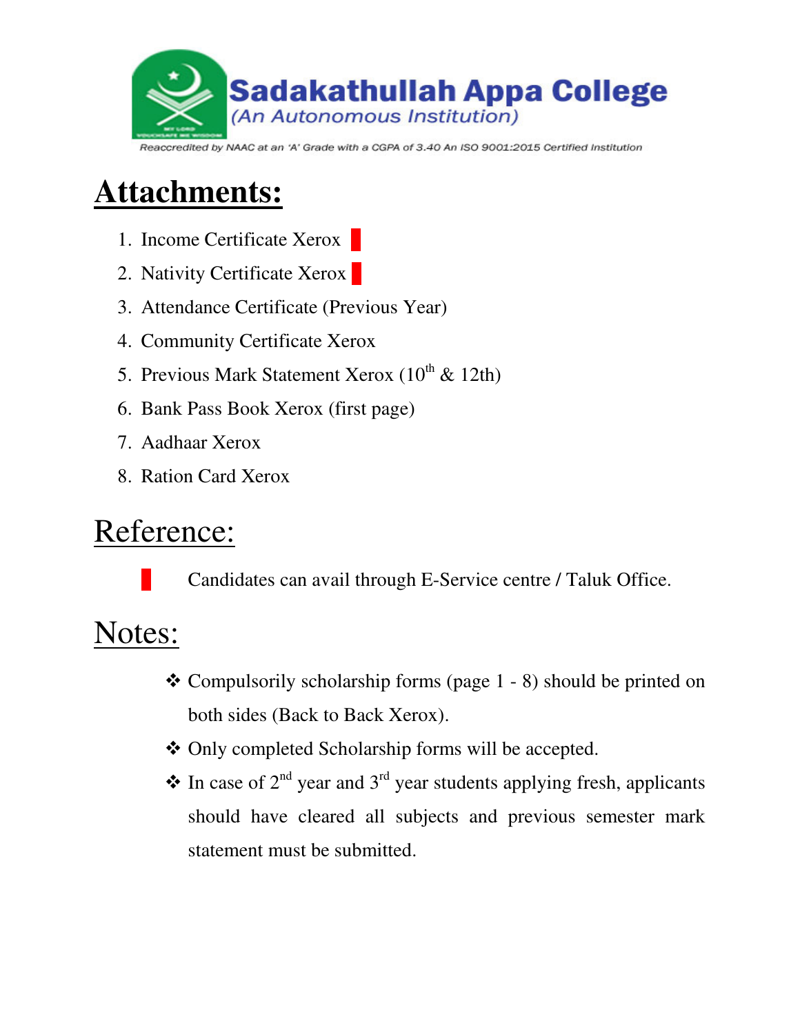**Sadakathullah Appa College**
*(An Autonomous Institution)*

Reaccredited by NAAC at an 'A' Grade with a CGPA of 3.40 An ISO 9001:2015 Certified Institution

# Attachments:

1. Income Certificate Xerox ▌
2. Nativity Certificate Xerox ▌
3. Attendance Certificate (Previous Year)
4. Community Certificate Xerox
5. Previous Mark Statement Xerox (10th & 12th)
6. Bank Pass Book Xerox (first page)
7. Aadhaar Xerox
8. Ration Card Xerox

# Reference:

▌ Candidates can avail through E-Service centre / Taluk Office.

# Notes:

- Compulsorily scholarship forms (page 1 - 8) should be printed on both sides (Back to Back Xerox).
- Only completed Scholarship forms will be accepted.
- In case of 2nd year and 3rd year students applying fresh, applicants should have cleared all subjects and previous semester mark statement must be submitted.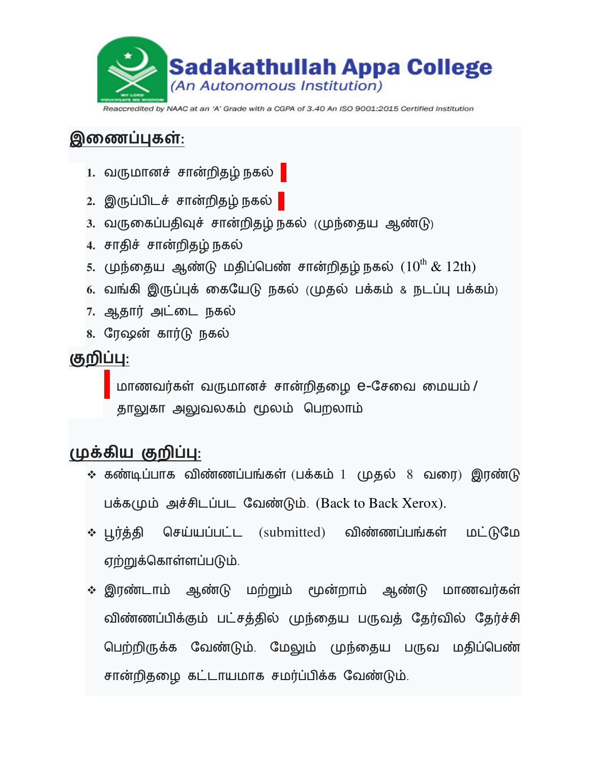**Sadakathullah Appa College**
*(An Autonomous Institution)*
Reaccredited by NAAC at an 'A' Grade with a CGPA of 3.40 An ISO 9001:2015 Certified Institution

## இணைப்புகள்:

1. வருமானச் சான்றிதழ் நகல்
2. இருப்பிடச் சான்றிதழ் நகல்
3. வருகைப்பதிவுச் சான்றிதழ் நகல் (முந்தைய ஆண்டு)
4. சாதிச் சான்றிதழ் நகல்
5. முந்தைய ஆண்டு மதிப்பெண் சான்றிதழ் நகல் ($10^{th}$ & 12th)
6. வங்கி இருப்புக் கையேடு நகல் (முதல் பக்கம் & நடப்பு பக்கம்)
7. ஆதார் அட்டை நகல்
8. ரேஷன் கார்டு நகல்

## குறிப்பு:

மாணவர்கள் வருமானச் சான்றிதழை e-சேவை மையம் / தாலுகா அலுவலகம் மூலம் பெறலாம்

## முக்கிய குறிப்பு:

- கண்டிப்பாக விண்ணப்பங்கள் (பக்கம் 1 முதல் 8 வரை) இரண்டு பக்கமும் அச்சிடப்பட வேண்டும். (Back to Back Xerox).
- பூர்த்தி செய்யப்பட்ட (submitted) விண்ணப்பங்கள் மட்டுமே ஏற்றுக்கொள்ளப்படும்.
- இரண்டாம் ஆண்டு மற்றும் மூன்றாம் ஆண்டு மாணவர்கள் விண்ணப்பிக்கும் பட்சத்தில் முந்தைய பருவத் தேர்வில் தேர்ச்சி பெற்றிருக்க வேண்டும். மேலும் முந்தைய பருவ மதிப்பெண் சான்றிதழை கட்டாயமாக சமர்ப்பிக்க வேண்டும்.